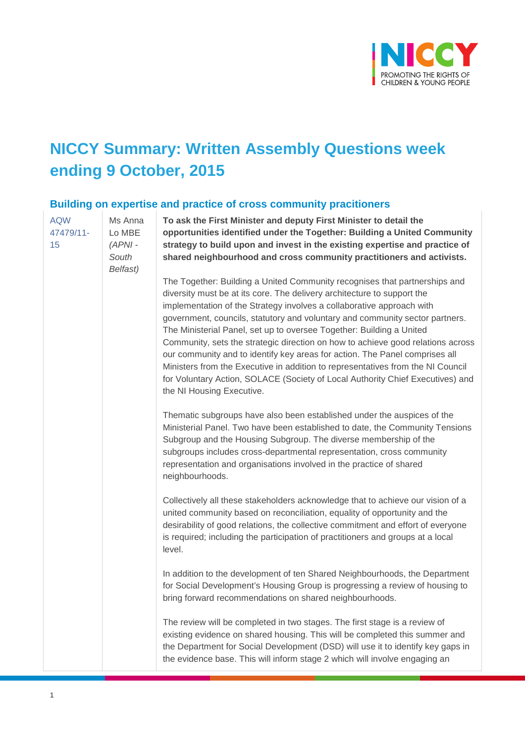# NICCY Summary: Written Assembly Questions week ending 9 October, 2015

## Building on expertise and practice of cross community practitioners

| | | |
|---|---|---|
| AQW 47479/11-15 | Ms Anna Lo MBE *(APNI - South Belfast)* | **To ask the First Minister and deputy First Minister to detail the opportunities identified under the Together: Building a United Community strategy to build upon and invest in the existing expertise and practice of shared neighbourhood and cross community practitioners and activists.**<br><br>The Together: Building a United Community recognises that partnerships and diversity must be at its core. The delivery architecture to support the implementation of the Strategy involves a collaborative approach with government, councils, statutory and voluntary and community sector partners. The Ministerial Panel, set up to oversee Together: Building a United Community, sets the strategic direction on how to achieve good relations across our community and to identify key areas for action. The Panel comprises all Ministers from the Executive in addition to representatives from the NI Council for Voluntary Action, SOLACE (Society of Local Authority Chief Executives) and the NI Housing Executive.<br><br>Thematic subgroups have also been established under the auspices of the Ministerial Panel. Two have been established to date, the Community Tensions Subgroup and the Housing Subgroup. The diverse membership of the subgroups includes cross-departmental representation, cross community representation and organisations involved in the practice of shared neighbourhoods.<br><br>Collectively all these stakeholders acknowledge that to achieve our vision of a united community based on reconciliation, equality of opportunity and the desirability of good relations, the collective commitment and effort of everyone is required; including the participation of practitioners and groups at a local level.<br><br>In addition to the development of ten Shared Neighbourhoods, the Department for Social Development's Housing Group is progressing a review of housing to bring forward recommendations on shared neighbourhoods.<br><br>The review will be completed in two stages. The first stage is a review of existing evidence on shared housing. This will be completed this summer and the Department for Social Development (DSD) will use it to identify key gaps in the evidence base. This will inform stage 2 which will involve engaging an |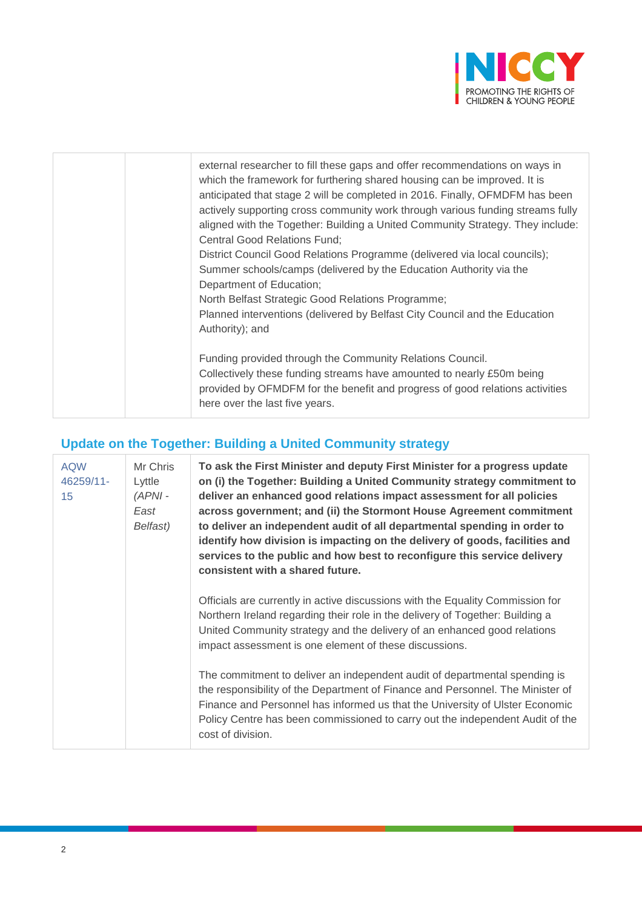| | | |
|---|---|---|
| | | external researcher to fill these gaps and offer recommendations on ways in which the framework for furthering shared housing can be improved. It is anticipated that stage 2 will be completed in 2016. Finally, OFMDFM has been actively supporting cross community work through various funding streams fully aligned with the Together: Building a United Community Strategy. They include:<br>Central Good Relations Fund;<br>District Council Good Relations Programme (delivered via local councils);<br>Summer schools/camps (delivered by the Education Authority via the Department of Education;<br>North Belfast Strategic Good Relations Programme;<br>Planned interventions (delivered by Belfast City Council and the Education Authority); and<br><br>Funding provided through the Community Relations Council.<br>Collectively these funding streams have amounted to nearly £50m being provided by OFMDFM for the benefit and progress of good relations activities here over the last five years. |

## Update on the Together: Building a United Community strategy

| | | |
|---|---|---|
| AQW 46259/11-15 | Mr Chris Lyttle *(APNI - East Belfast)* | **To ask the First Minister and deputy First Minister for a progress update on (i) the Together: Building a United Community strategy commitment to deliver an enhanced good relations impact assessment for all policies across government; and (ii) the Stormont House Agreement commitment to deliver an independent audit of all departmental spending in order to identify how division is impacting on the delivery of goods, facilities and services to the public and how best to reconfigure this service delivery consistent with a shared future.**<br><br>Officials are currently in active discussions with the Equality Commission for Northern Ireland regarding their role in the delivery of Together: Building a United Community strategy and the delivery of an enhanced good relations impact assessment is one element of these discussions.<br><br>The commitment to deliver an independent audit of departmental spending is the responsibility of the Department of Finance and Personnel. The Minister of Finance and Personnel has informed us that the University of Ulster Economic Policy Centre has been commissioned to carry out the independent Audit of the cost of division. |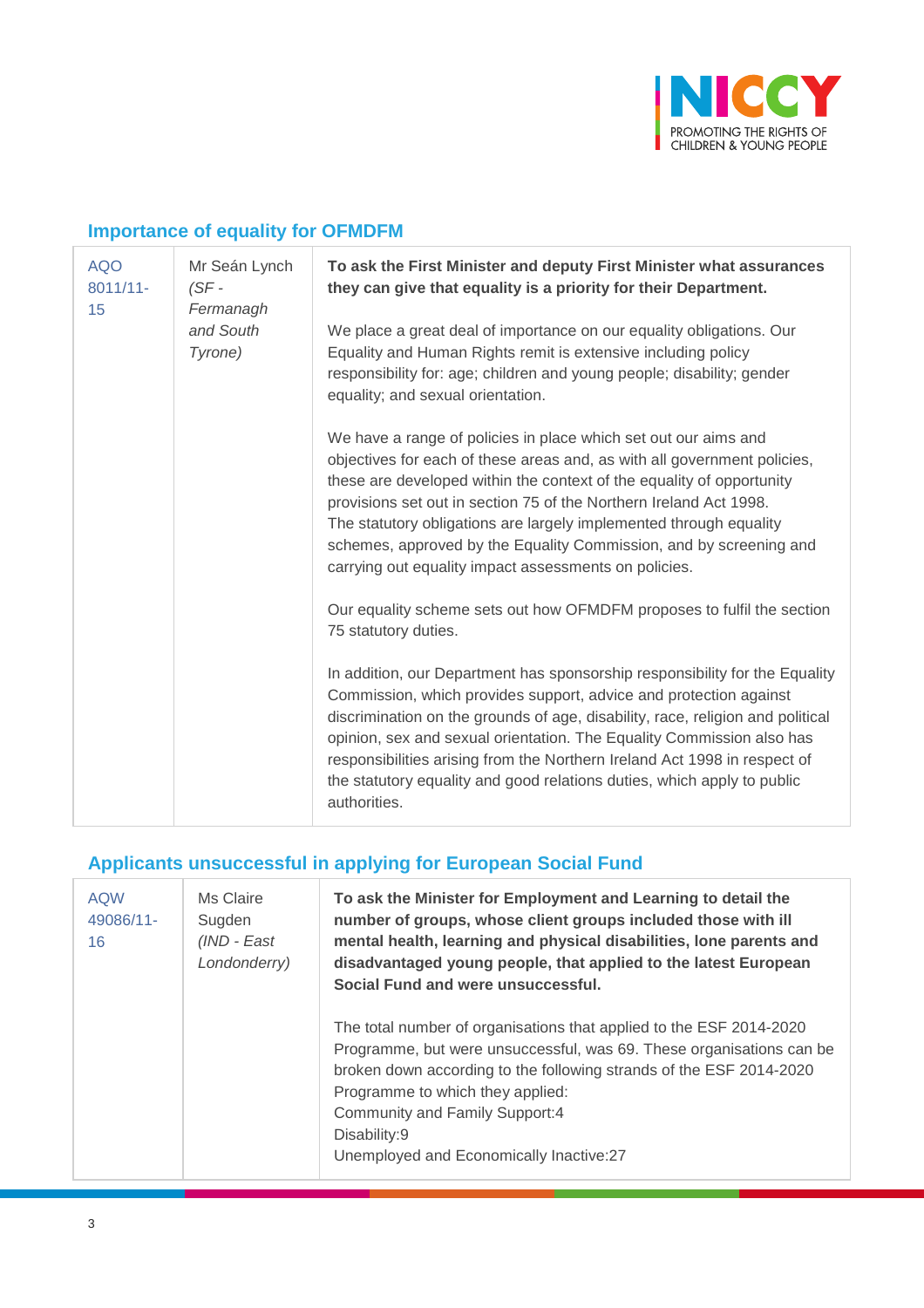## Importance of equality for OFMDFM

| | | |
|---|---|---|
| AQO 8011/11-15 | Mr Seán Lynch *(SF - Fermanagh and South Tyrone)* | **To ask the First Minister and deputy First Minister what assurances they can give that equality is a priority for their Department.**<br><br>We place a great deal of importance on our equality obligations. Our Equality and Human Rights remit is extensive including policy responsibility for: age; children and young people; disability; gender equality; and sexual orientation.<br><br>We have a range of policies in place which set out our aims and objectives for each of these areas and, as with all government policies, these are developed within the context of the equality of opportunity provisions set out in section 75 of the Northern Ireland Act 1998. The statutory obligations are largely implemented through equality schemes, approved by the Equality Commission, and by screening and carrying out equality impact assessments on policies.<br><br>Our equality scheme sets out how OFMDFM proposes to fulfil the section 75 statutory duties.<br><br>In addition, our Department has sponsorship responsibility for the Equality Commission, which provides support, advice and protection against discrimination on the grounds of age, disability, race, religion and political opinion, sex and sexual orientation. The Equality Commission also has responsibilities arising from the Northern Ireland Act 1998 in respect of the statutory equality and good relations duties, which apply to public authorities. |

## Applicants unsuccessful in applying for European Social Fund

| | | |
|---|---|---|
| AQW 49086/11-16 | Ms Claire Sugden *(IND - East Londonderry)* | **To ask the Minister for Employment and Learning to detail the number of groups, whose client groups included those with ill mental health, learning and physical disabilities, lone parents and disadvantaged young people, that applied to the latest European Social Fund and were unsuccessful.**<br><br>The total number of organisations that applied to the ESF 2014-2020 Programme, but were unsuccessful, was 69. These organisations can be broken down according to the following strands of the ESF 2014-2020 Programme to which they applied:<br>Community and Family Support:4<br>Disability:9<br>Unemployed and Economically Inactive:27 |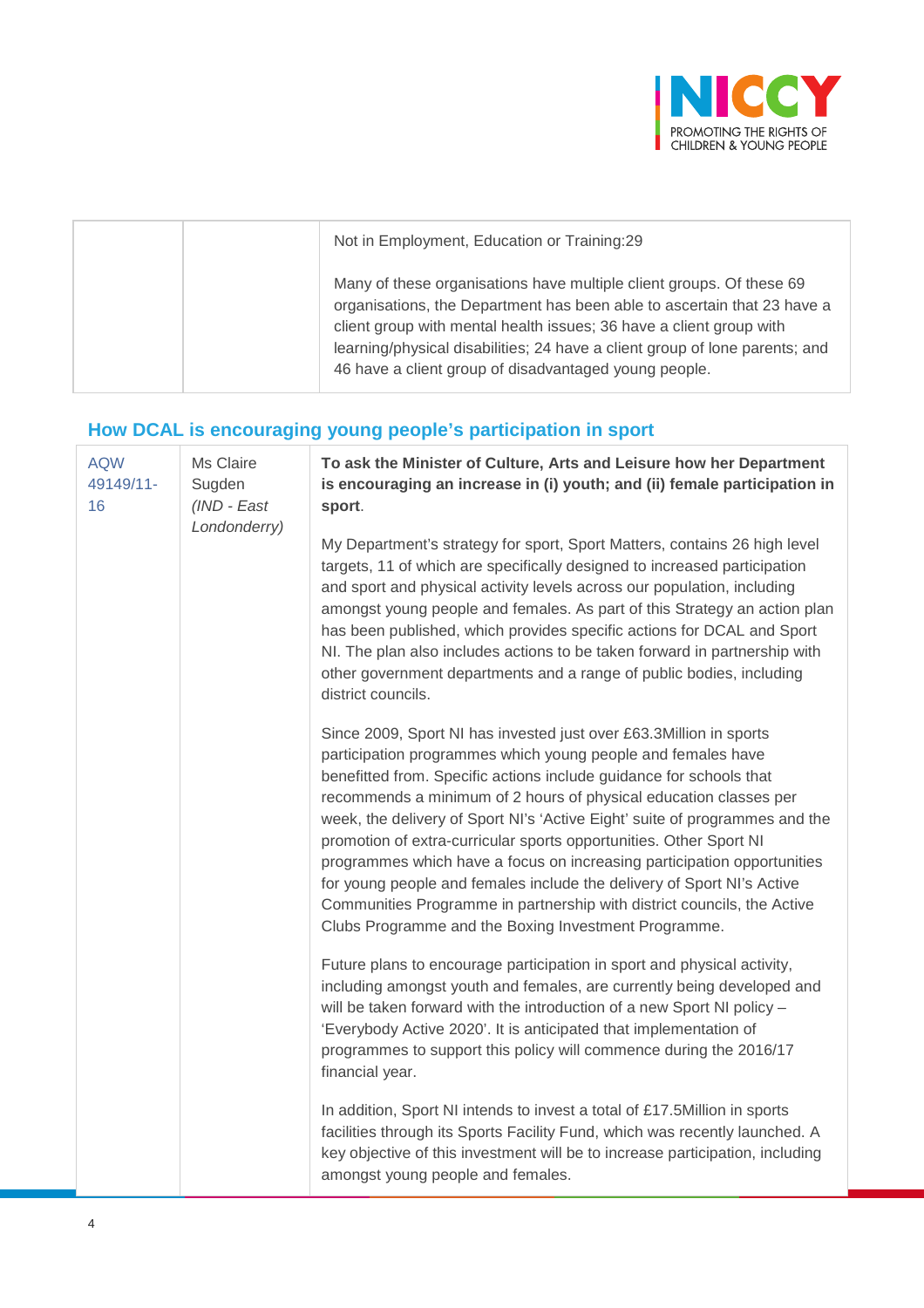| | | |
|---|---|---|
| | | Not in Employment, Education or Training:29<br><br>Many of these organisations have multiple client groups. Of these 69 organisations, the Department has been able to ascertain that 23 have a client group with mental health issues; 36 have a client group with learning/physical disabilities; 24 have a client group of lone parents; and 46 have a client group of disadvantaged young people. |

## How DCAL is encouraging young people's participation in sport

| | | |
|---|---|---|
| AQW 49149/11-16 | Ms Claire Sugden *(IND - East Londonderry)* | **To ask the Minister of Culture, Arts and Leisure how her Department is encouraging an increase in (i) youth; and (ii) female participation in sport**.<br><br>My Department's strategy for sport, Sport Matters, contains 26 high level targets, 11 of which are specifically designed to increased participation and sport and physical activity levels across our population, including amongst young people and females. As part of this Strategy an action plan has been published, which provides specific actions for DCAL and Sport NI. The plan also includes actions to be taken forward in partnership with other government departments and a range of public bodies, including district councils.<br><br>Since 2009, Sport NI has invested just over £63.3Million in sports participation programmes which young people and females have benefitted from. Specific actions include guidance for schools that recommends a minimum of 2 hours of physical education classes per week, the delivery of Sport NI's 'Active Eight' suite of programmes and the promotion of extra-curricular sports opportunities. Other Sport NI programmes which have a focus on increasing participation opportunities for young people and females include the delivery of Sport NI's Active Communities Programme in partnership with district councils, the Active Clubs Programme and the Boxing Investment Programme.<br><br>Future plans to encourage participation in sport and physical activity, including amongst youth and females, are currently being developed and will be taken forward with the introduction of a new Sport NI policy – 'Everybody Active 2020'. It is anticipated that implementation of programmes to support this policy will commence during the 2016/17 financial year.<br><br>In addition, Sport NI intends to invest a total of £17.5Million in sports facilities through its Sports Facility Fund, which was recently launched. A key objective of this investment will be to increase participation, including amongst young people and females. |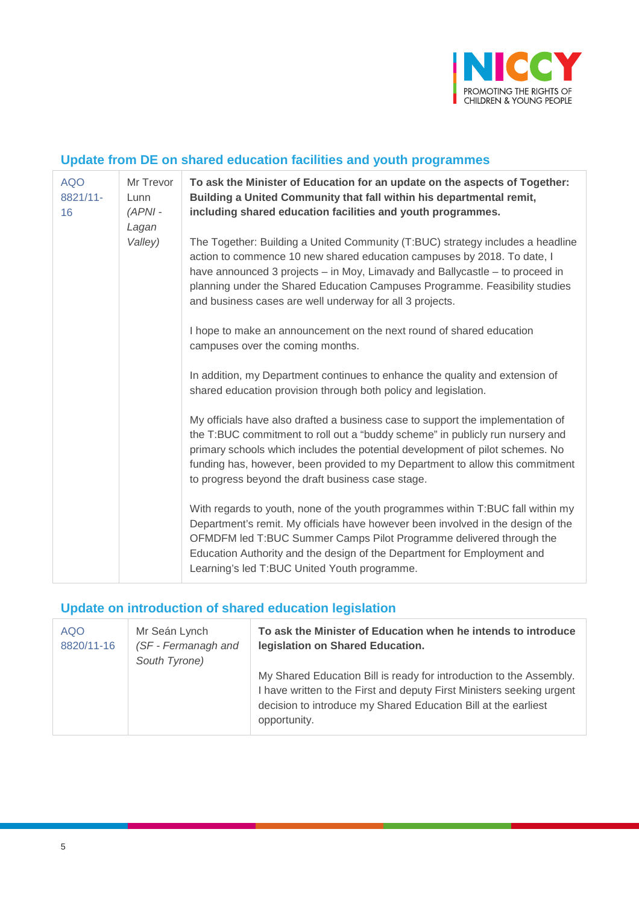## Update from DE on shared education facilities and youth programmes

| | | |
|---|---|---|
| AQO 8821/11-16 | Mr Trevor Lunn *(APNI - Lagan Valley)* | **To ask the Minister of Education for an update on the aspects of Together: Building a United Community that fall within his departmental remit, including shared education facilities and youth programmes.**<br><br>The Together: Building a United Community (T:BUC) strategy includes a headline action to commence 10 new shared education campuses by 2018. To date, I have announced 3 projects – in Moy, Limavady and Ballycastle – to proceed in planning under the Shared Education Campuses Programme. Feasibility studies and business cases are well underway for all 3 projects.<br><br>I hope to make an announcement on the next round of shared education campuses over the coming months.<br><br>In addition, my Department continues to enhance the quality and extension of shared education provision through both policy and legislation.<br><br>My officials have also drafted a business case to support the implementation of the T:BUC commitment to roll out a "buddy scheme" in publicly run nursery and primary schools which includes the potential development of pilot schemes. No funding has, however, been provided to my Department to allow this commitment to progress beyond the draft business case stage.<br><br>With regards to youth, none of the youth programmes within T:BUC fall within my Department's remit. My officials have however been involved in the design of the OFMDFM led T:BUC Summer Camps Pilot Programme delivered through the Education Authority and the design of the Department for Employment and Learning's led T:BUC United Youth programme. |

## Update on introduction of shared education legislation

| | | |
|---|---|---|
| AQO 8820/11-16 | Mr Seán Lynch *(SF - Fermanagh and South Tyrone)* | **To ask the Minister of Education when he intends to introduce legislation on Shared Education.**<br><br>My Shared Education Bill is ready for introduction to the Assembly. I have written to the First and deputy First Ministers seeking urgent decision to introduce my Shared Education Bill at the earliest opportunity. |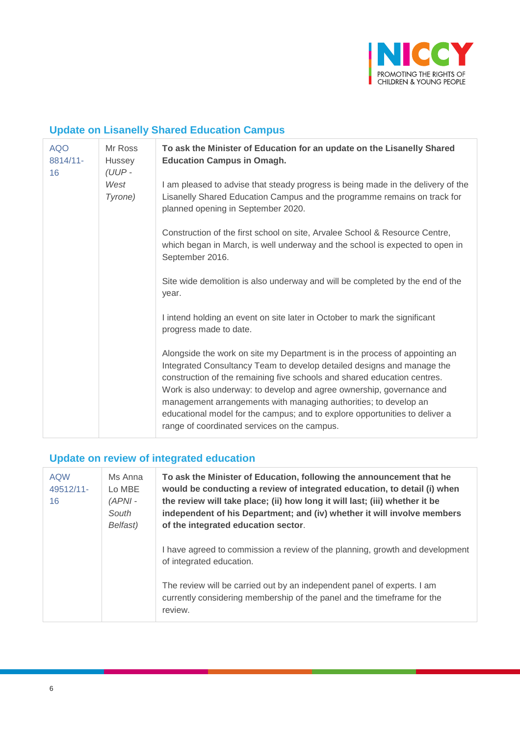## Update on Lisanelly Shared Education Campus

| | | |
|---|---|---|
| AQO 8814/11-16 | Mr Ross Hussey *(UUP - West Tyrone)* | **To ask the Minister of Education for an update on the Lisanelly Shared Education Campus in Omagh.**<br><br>I am pleased to advise that steady progress is being made in the delivery of the Lisanelly Shared Education Campus and the programme remains on track for planned opening in September 2020.<br><br>Construction of the first school on site, Arvalee School & Resource Centre, which began in March, is well underway and the school is expected to open in September 2016.<br><br>Site wide demolition is also underway and will be completed by the end of the year.<br><br>I intend holding an event on site later in October to mark the significant progress made to date.<br><br>Alongside the work on site my Department is in the process of appointing an Integrated Consultancy Team to develop detailed designs and manage the construction of the remaining five schools and shared education centres. Work is also underway: to develop and agree ownership, governance and management arrangements with managing authorities; to develop an educational model for the campus; and to explore opportunities to deliver a range of coordinated services on the campus. |

## Update on review of integrated education

| | | |
|---|---|---|
| AQW 49512/11-16 | Ms Anna Lo MBE *(APNI - South Belfast)* | **To ask the Minister of Education, following the announcement that he would be conducting a review of integrated education, to detail (i) when the review will take place; (ii) how long it will last; (iii) whether it be independent of his Department; and (iv) whether it will involve members of the integrated education sector**.<br><br>I have agreed to commission a review of the planning, growth and development of integrated education.<br><br>The review will be carried out by an independent panel of experts. I am currently considering membership of the panel and the timeframe for the review. |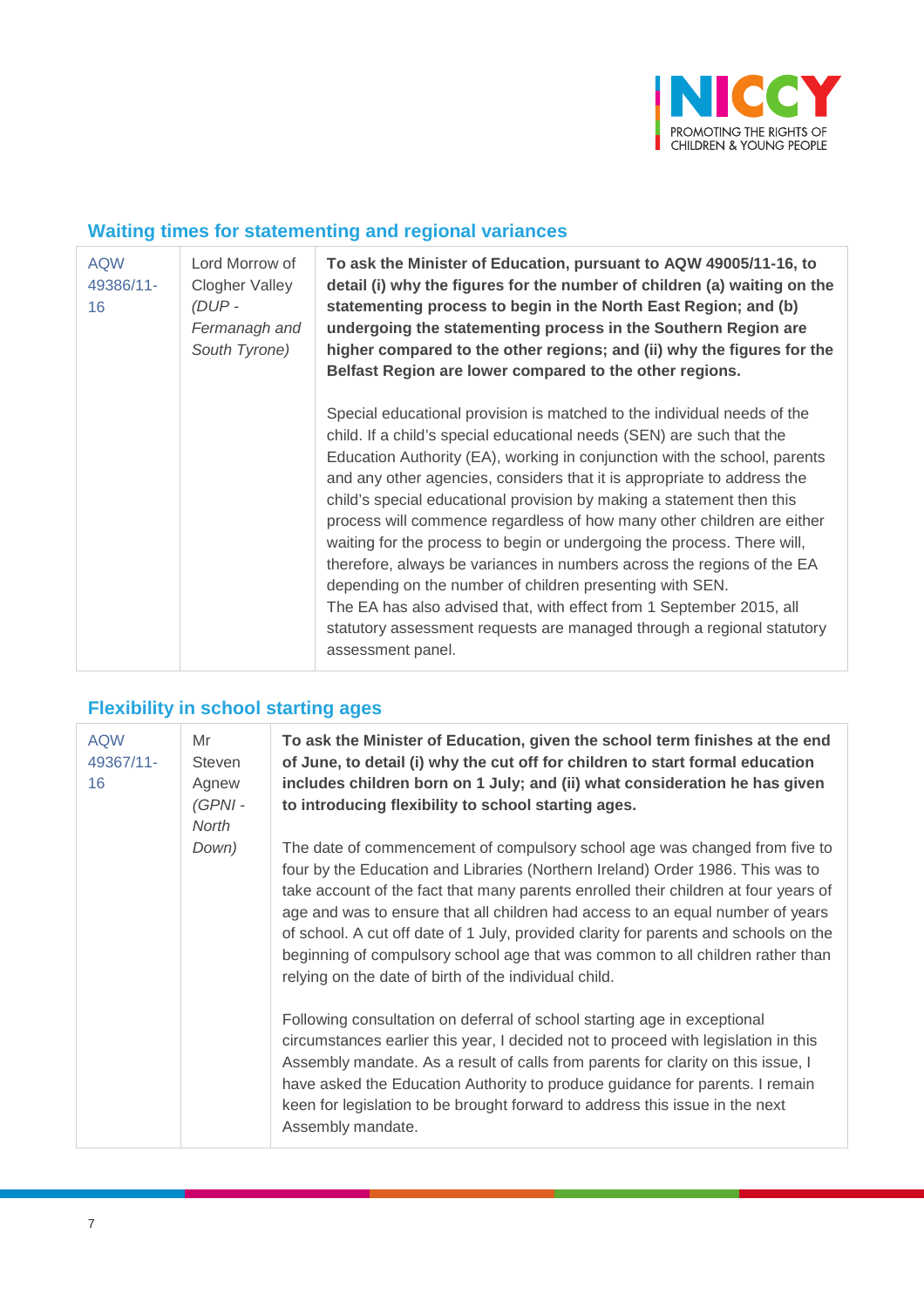## Waiting times for statementing and regional variances

| AQW 49386/11-16 | Lord Morrow of Clogher Valley *(DUP - Fermanagh and South Tyrone)* | **To ask the Minister of Education, pursuant to AQW 49005/11-16, to detail (i) why the figures for the number of children (a) waiting on the statementing process to begin in the North East Region; and (b) undergoing the statementing process in the Southern Region are higher compared to the other regions; and (ii) why the figures for the Belfast Region are lower compared to the other regions.**<br><br>Special educational provision is matched to the individual needs of the child. If a child's special educational needs (SEN) are such that the Education Authority (EA), working in conjunction with the school, parents and any other agencies, considers that it is appropriate to address the child's special educational provision by making a statement then this process will commence regardless of how many other children are either waiting for the process to begin or undergoing the process. There will, therefore, always be variances in numbers across the regions of the EA depending on the number of children presenting with SEN.<br>The EA has also advised that, with effect from 1 September 2015, all statutory assessment requests are managed through a regional statutory assessment panel. |
|---|---|---|

## Flexibility in school starting ages

| AQW 49367/11-16 | Mr Steven Agnew *(GPNI - North Down)* | **To ask the Minister of Education, given the school term finishes at the end of June, to detail (i) why the cut off for children to start formal education includes children born on 1 July; and (ii) what consideration he has given to introducing flexibility to school starting ages.**<br><br>The date of commencement of compulsory school age was changed from five to four by the Education and Libraries (Northern Ireland) Order 1986. This was to take account of the fact that many parents enrolled their children at four years of age and was to ensure that all children had access to an equal number of years of school. A cut off date of 1 July, provided clarity for parents and schools on the beginning of compulsory school age that was common to all children rather than relying on the date of birth of the individual child.<br><br>Following consultation on deferral of school starting age in exceptional circumstances earlier this year, I decided not to proceed with legislation in this Assembly mandate. As a result of calls from parents for clarity on this issue, I have asked the Education Authority to produce guidance for parents. I remain keen for legislation to be brought forward to address this issue in the next Assembly mandate. |
|---|---|---|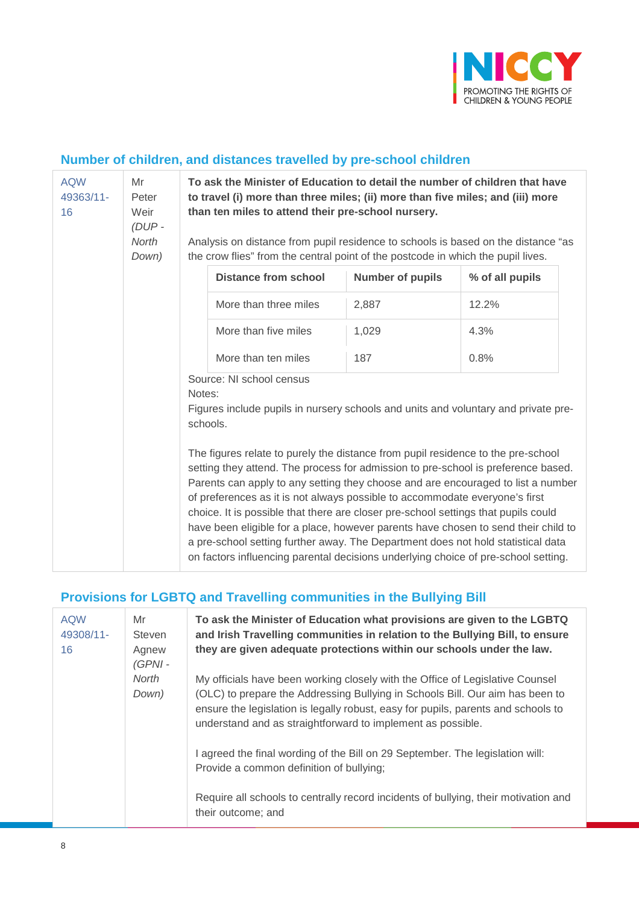## Number of children, and distances travelled by pre-school children

| | | |
|---|---|---|
| AQW 49363/11-16 | Mr Peter Weir *(DUP - North Down)* | **To ask the Minister of Education to detail the number of children that have to travel (i) more than three miles; (ii) more than five miles; and (iii) more than ten miles to attend their pre-school nursery.** |

Analysis on distance from pupil residence to schools is based on the distance “as the crow flies” from the central point of the postcode in which the pupil lives.

| Distance from school | Number of pupils | % of all pupils |
|---|---|---|
| More than three miles | 2,887 | 12.2% |
| More than five miles | 1,029 | 4.3% |
| More than ten miles | 187 | 0.8% |

Source: NI school census

Notes:

Figures include pupils in nursery schools and units and voluntary and private pre-schools.

The figures relate to purely the distance from pupil residence to the pre-school setting they attend. The process for admission to pre-school is preference based. Parents can apply to any setting they choose and are encouraged to list a number of preferences as it is not always possible to accommodate everyone’s first choice. It is possible that there are closer pre-school settings that pupils could have been eligible for a place, however parents have chosen to send their child to a pre-school setting further away. The Department does not hold statistical data on factors influencing parental decisions underlying choice of pre-school setting.

## Provisions for LGBTQ and Travelling communities in the Bullying Bill

| | | |
|---|---|---|
| AQW 49308/11-16 | Mr Steven Agnew *(GPNI - North Down)* | **To ask the Minister of Education what provisions are given to the LGBTQ and Irish Travelling communities in relation to the Bullying Bill, to ensure they are given adequate protections within our schools under the law.** |

My officials have been working closely with the Office of Legislative Counsel (OLC) to prepare the Addressing Bullying in Schools Bill. Our aim has been to ensure the legislation is legally robust, easy for pupils, parents and schools to understand and as straightforward to implement as possible.

I agreed the final wording of the Bill on 29 September. The legislation will:
Provide a common definition of bullying;

Require all schools to centrally record incidents of bullying, their motivation and their outcome; and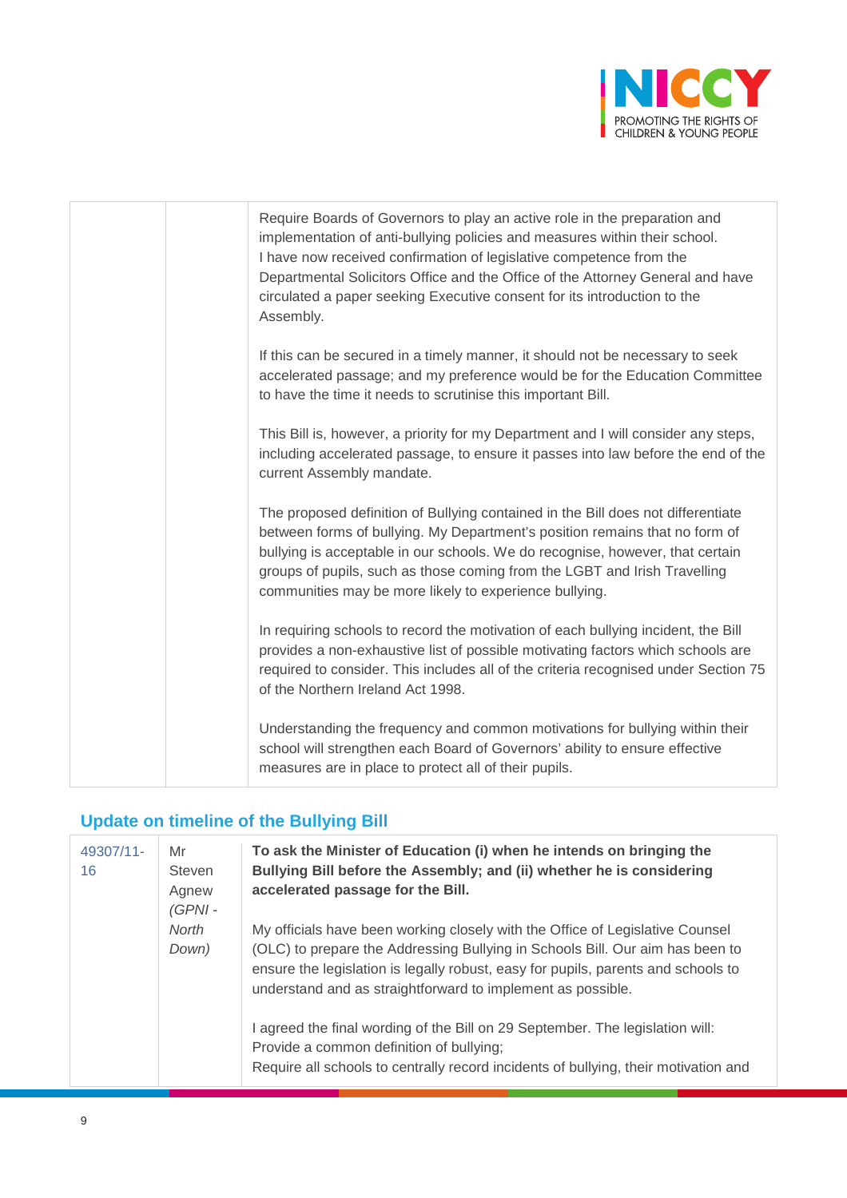| | | Require Boards of Governors to play an active role in the preparation and implementation of anti-bullying policies and measures within their school.<br>I have now received confirmation of legislative competence from the Departmental Solicitors Office and the Office of the Attorney General and have circulated a paper seeking Executive consent for its introduction to the Assembly.<br><br>If this can be secured in a timely manner, it should not be necessary to seek accelerated passage; and my preference would be for the Education Committee to have the time it needs to scrutinise this important Bill.<br><br>This Bill is, however, a priority for my Department and I will consider any steps, including accelerated passage, to ensure it passes into law before the end of the current Assembly mandate.<br><br>The proposed definition of Bullying contained in the Bill does not differentiate between forms of bullying. My Department's position remains that no form of bullying is acceptable in our schools. We do recognise, however, that certain groups of pupils, such as those coming from the LGBT and Irish Travelling communities may be more likely to experience bullying.<br><br>In requiring schools to record the motivation of each bullying incident, the Bill provides a non-exhaustive list of possible motivating factors which schools are required to consider. This includes all of the criteria recognised under Section 75 of the Northern Ireland Act 1998.<br><br>Understanding the frequency and common motivations for bullying within their school will strengthen each Board of Governors' ability to ensure effective measures are in place to protect all of their pupils. |
|---|---|---|

## Update on timeline of the Bullying Bill

| | | |
|---|---|---|
| 49307/11-16 | Mr Steven Agnew *(GPNI - North Down)* | **To ask the Minister of Education (i) when he intends on bringing the Bullying Bill before the Assembly; and (ii) whether he is considering accelerated passage for the Bill.**<br><br>My officials have been working closely with the Office of Legislative Counsel (OLC) to prepare the Addressing Bullying in Schools Bill. Our aim has been to ensure the legislation is legally robust, easy for pupils, parents and schools to understand and as straightforward to implement as possible.<br><br>I agreed the final wording of the Bill on 29 September. The legislation will:<br>Provide a common definition of bullying;<br>Require all schools to centrally record incidents of bullying, their motivation and |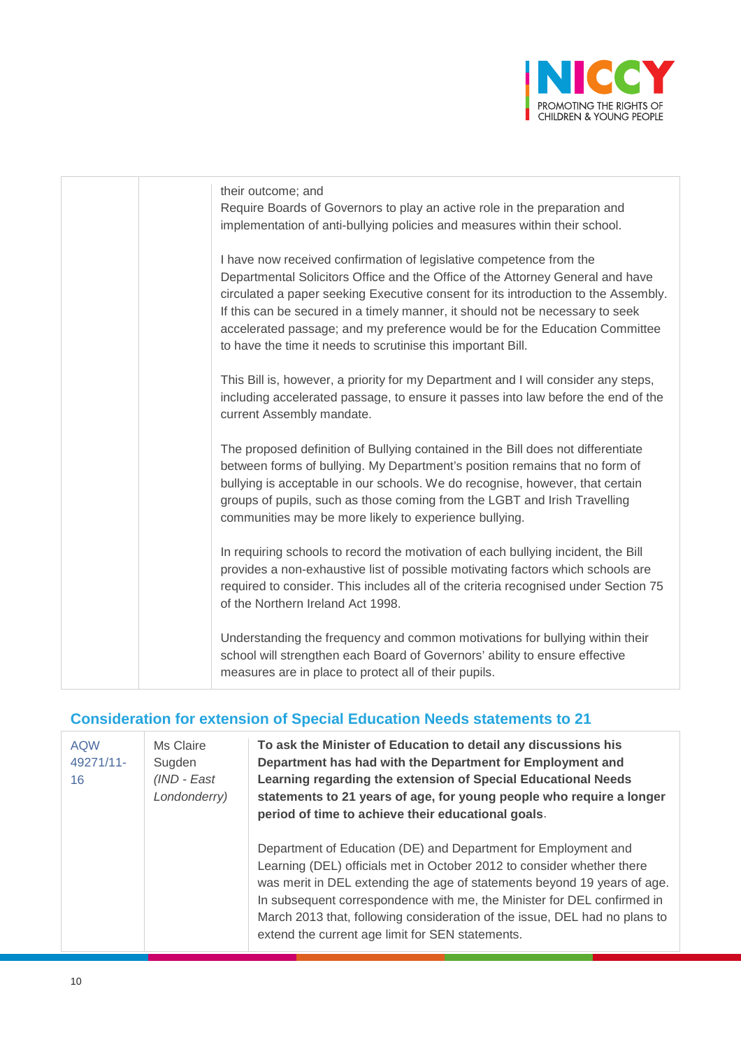| | | their outcome; and<br>Require Boards of Governors to play an active role in the preparation and implementation of anti-bullying policies and measures within their school.<br><br>I have now received confirmation of legislative competence from the Departmental Solicitors Office and the Office of the Attorney General and have circulated a paper seeking Executive consent for its introduction to the Assembly. If this can be secured in a timely manner, it should not be necessary to seek accelerated passage; and my preference would be for the Education Committee to have the time it needs to scrutinise this important Bill.<br><br>This Bill is, however, a priority for my Department and I will consider any steps, including accelerated passage, to ensure it passes into law before the end of the current Assembly mandate.<br><br>The proposed definition of Bullying contained in the Bill does not differentiate between forms of bullying. My Department's position remains that no form of bullying is acceptable in our schools. We do recognise, however, that certain groups of pupils, such as those coming from the LGBT and Irish Travelling communities may be more likely to experience bullying.<br><br>In requiring schools to record the motivation of each bullying incident, the Bill provides a non-exhaustive list of possible motivating factors which schools are required to consider. This includes all of the criteria recognised under Section 75 of the Northern Ireland Act 1998.<br><br>Understanding the frequency and common motivations for bullying within their school will strengthen each Board of Governors' ability to ensure effective measures are in place to protect all of their pupils. |
|---|---|---|

## Consideration for extension of Special Education Needs statements to 21

| AQW 49271/11-16 | Ms Claire Sugden *(IND - East Londonderry)* | **To ask the Minister of Education to detail any discussions his Department has had with the Department for Employment and Learning regarding the extension of Special Educational Needs statements to 21 years of age, for young people who require a longer period of time to achieve their educational goals**.<br><br>Department of Education (DE) and Department for Employment and Learning (DEL) officials met in October 2012 to consider whether there was merit in DEL extending the age of statements beyond 19 years of age. In subsequent correspondence with me, the Minister for DEL confirmed in March 2013 that, following consideration of the issue, DEL had no plans to extend the current age limit for SEN statements. |
|---|---|---|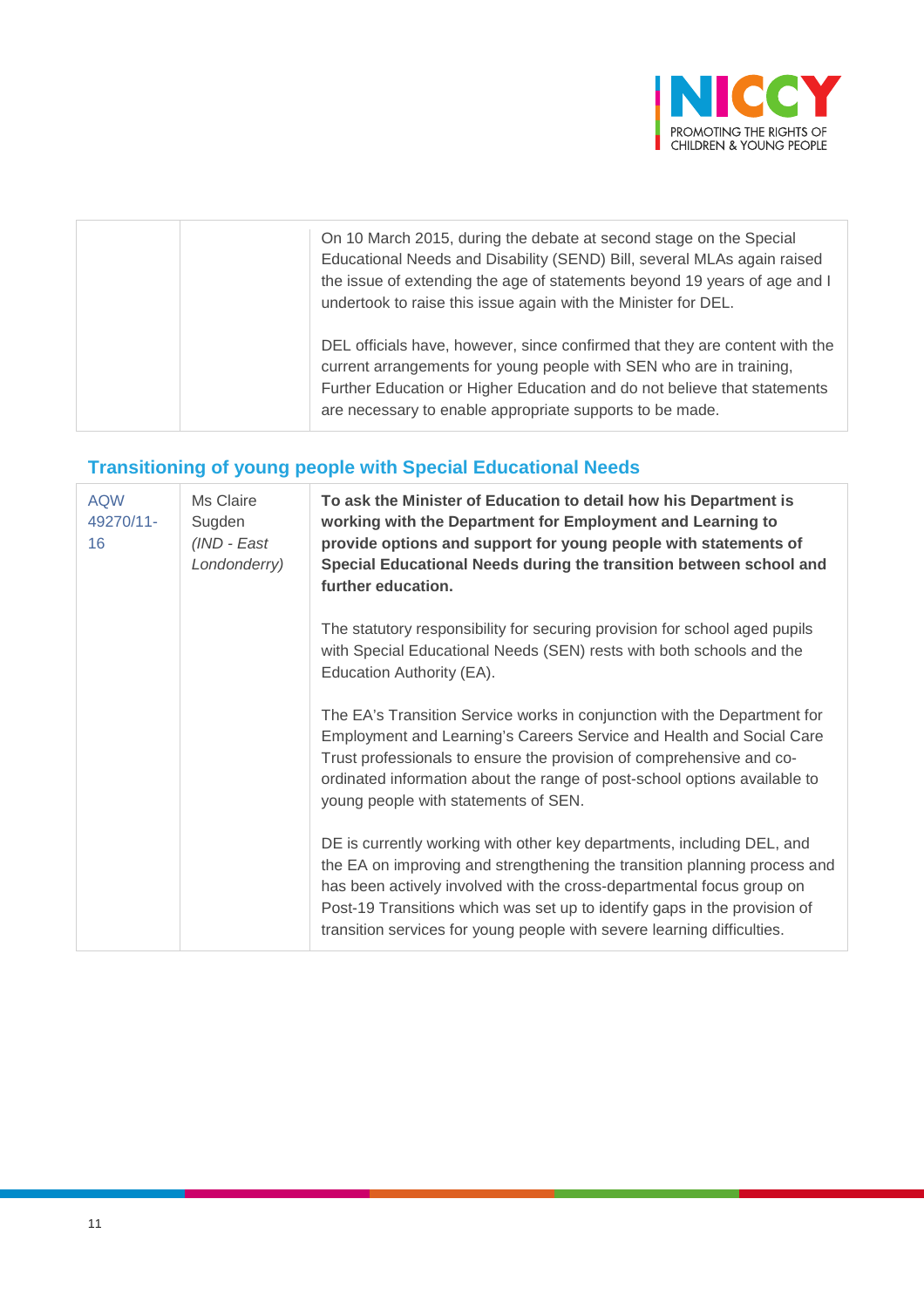| | | |
|---|---|---|
| | | On 10 March 2015, during the debate at second stage on the Special Educational Needs and Disability (SEND) Bill, several MLAs again raised the issue of extending the age of statements beyond 19 years of age and I undertook to raise this issue again with the Minister for DEL.<br><br>DEL officials have, however, since confirmed that they are content with the current arrangements for young people with SEN who are in training, Further Education or Higher Education and do not believe that statements are necessary to enable appropriate supports to be made. |

## Transitioning of young people with Special Educational Needs

| | | |
|---|---|---|
| AQW 49270/11-16 | Ms Claire Sugden *(IND - East Londonderry)* | **To ask the Minister of Education to detail how his Department is working with the Department for Employment and Learning to provide options and support for young people with statements of Special Educational Needs during the transition between school and further education.**<br><br>The statutory responsibility for securing provision for school aged pupils with Special Educational Needs (SEN) rests with both schools and the Education Authority (EA).<br><br>The EA's Transition Service works in conjunction with the Department for Employment and Learning's Careers Service and Health and Social Care Trust professionals to ensure the provision of comprehensive and co-ordinated information about the range of post-school options available to young people with statements of SEN.<br><br>DE is currently working with other key departments, including DEL, and the EA on improving and strengthening the transition planning process and has been actively involved with the cross-departmental focus group on Post-19 Transitions which was set up to identify gaps in the provision of transition services for young people with severe learning difficulties. |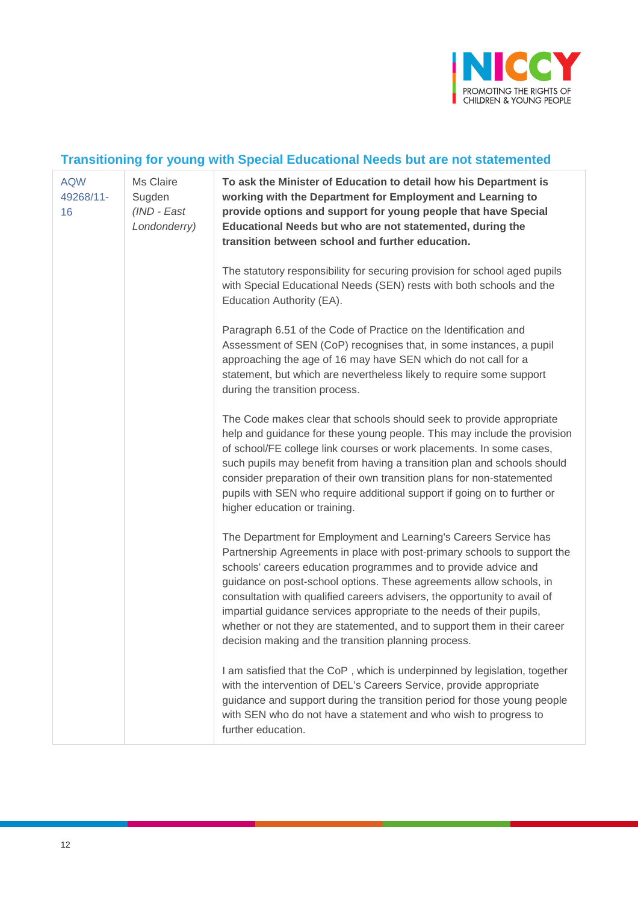## Transitioning for young with Special Educational Needs but are not statemented

| | | |
|---|---|---|
| AQW 49268/11-16 | Ms Claire Sugden *(IND - East Londonderry)* | **To ask the Minister of Education to detail how his Department is working with the Department for Employment and Learning to provide options and support for young people that have Special Educational Needs but who are not statemented, during the transition between school and further education.**<br><br>The statutory responsibility for securing provision for school aged pupils with Special Educational Needs (SEN) rests with both schools and the Education Authority (EA).<br><br>Paragraph 6.51 of the Code of Practice on the Identification and Assessment of SEN (CoP) recognises that, in some instances, a pupil approaching the age of 16 may have SEN which do not call for a statement, but which are nevertheless likely to require some support during the transition process.<br><br>The Code makes clear that schools should seek to provide appropriate help and guidance for these young people. This may include the provision of school/FE college link courses or work placements. In some cases, such pupils may benefit from having a transition plan and schools should consider preparation of their own transition plans for non-statemented pupils with SEN who require additional support if going on to further or higher education or training.<br><br>The Department for Employment and Learning's Careers Service has Partnership Agreements in place with post-primary schools to support the schools' careers education programmes and to provide advice and guidance on post-school options. These agreements allow schools, in consultation with qualified careers advisers, the opportunity to avail of impartial guidance services appropriate to the needs of their pupils, whether or not they are statemented, and to support them in their career decision making and the transition planning process.<br><br>I am satisfied that the CoP , which is underpinned by legislation, together with the intervention of DEL's Careers Service, provide appropriate guidance and support during the transition period for those young people with SEN who do not have a statement and who wish to progress to further education. |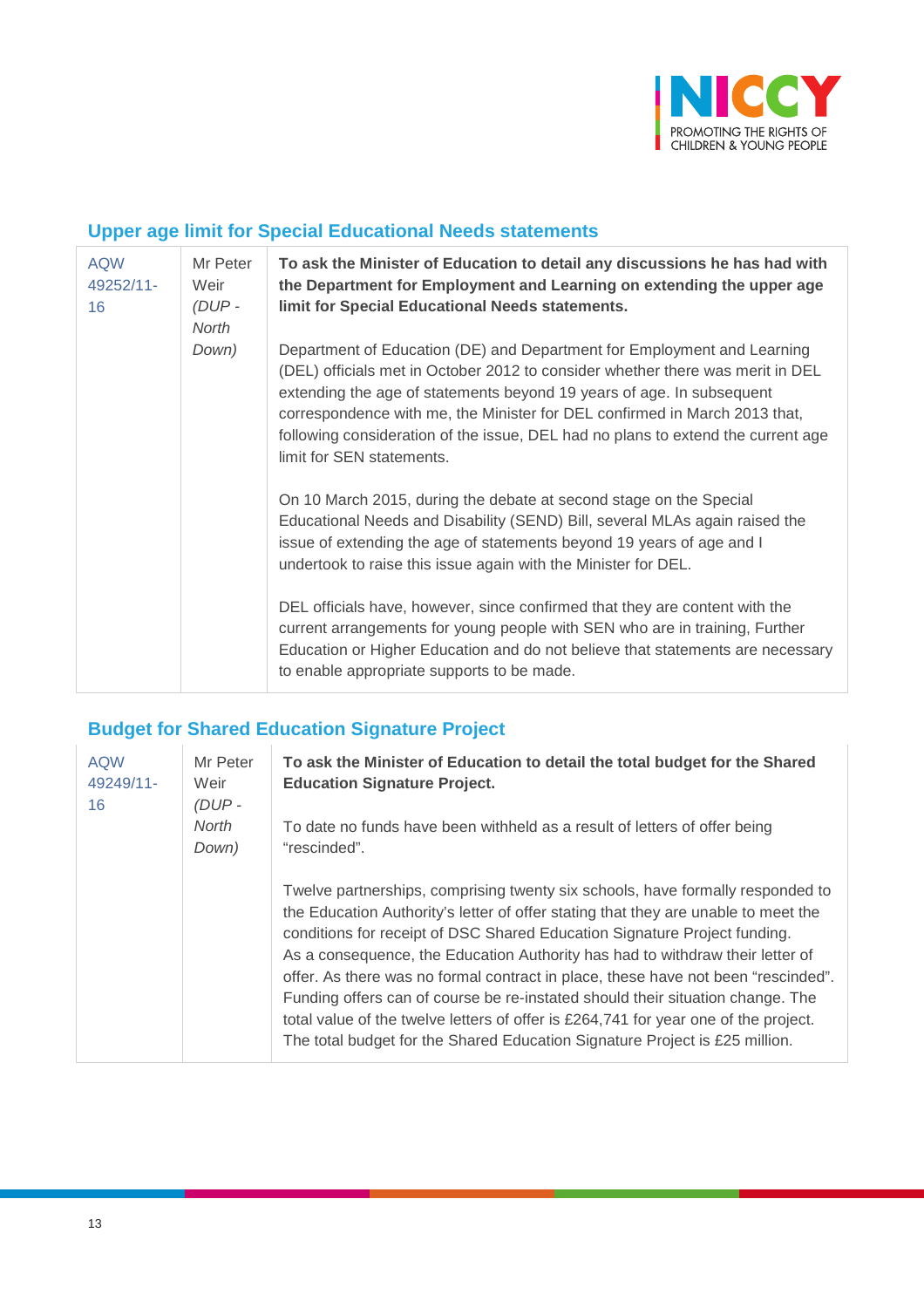## Upper age limit for Special Educational Needs statements

| | | |
|---|---|---|
| AQW 49252/11-16 | Mr Peter Weir *(DUP - North Down)* | **To ask the Minister of Education to detail any discussions he has had with the Department for Employment and Learning on extending the upper age limit for Special Educational Needs statements.**<br><br>Department of Education (DE) and Department for Employment and Learning (DEL) officials met in October 2012 to consider whether there was merit in DEL extending the age of statements beyond 19 years of age. In subsequent correspondence with me, the Minister for DEL confirmed in March 2013 that, following consideration of the issue, DEL had no plans to extend the current age limit for SEN statements.<br><br>On 10 March 2015, during the debate at second stage on the Special Educational Needs and Disability (SEND) Bill, several MLAs again raised the issue of extending the age of statements beyond 19 years of age and I undertook to raise this issue again with the Minister for DEL.<br><br>DEL officials have, however, since confirmed that they are content with the current arrangements for young people with SEN who are in training, Further Education or Higher Education and do not believe that statements are necessary to enable appropriate supports to be made. |

## Budget for Shared Education Signature Project

| | | |
|---|---|---|
| AQW 49249/11-16 | Mr Peter Weir *(DUP - North Down)* | **To ask the Minister of Education to detail the total budget for the Shared Education Signature Project.**<br><br>To date no funds have been withheld as a result of letters of offer being "rescinded".<br><br>Twelve partnerships, comprising twenty six schools, have formally responded to the Education Authority's letter of offer stating that they are unable to meet the conditions for receipt of DSC Shared Education Signature Project funding. As a consequence, the Education Authority has had to withdraw their letter of offer. As there was no formal contract in place, these have not been "rescinded". Funding offers can of course be re-instated should their situation change. The total value of the twelve letters of offer is £264,741 for year one of the project. The total budget for the Shared Education Signature Project is £25 million. |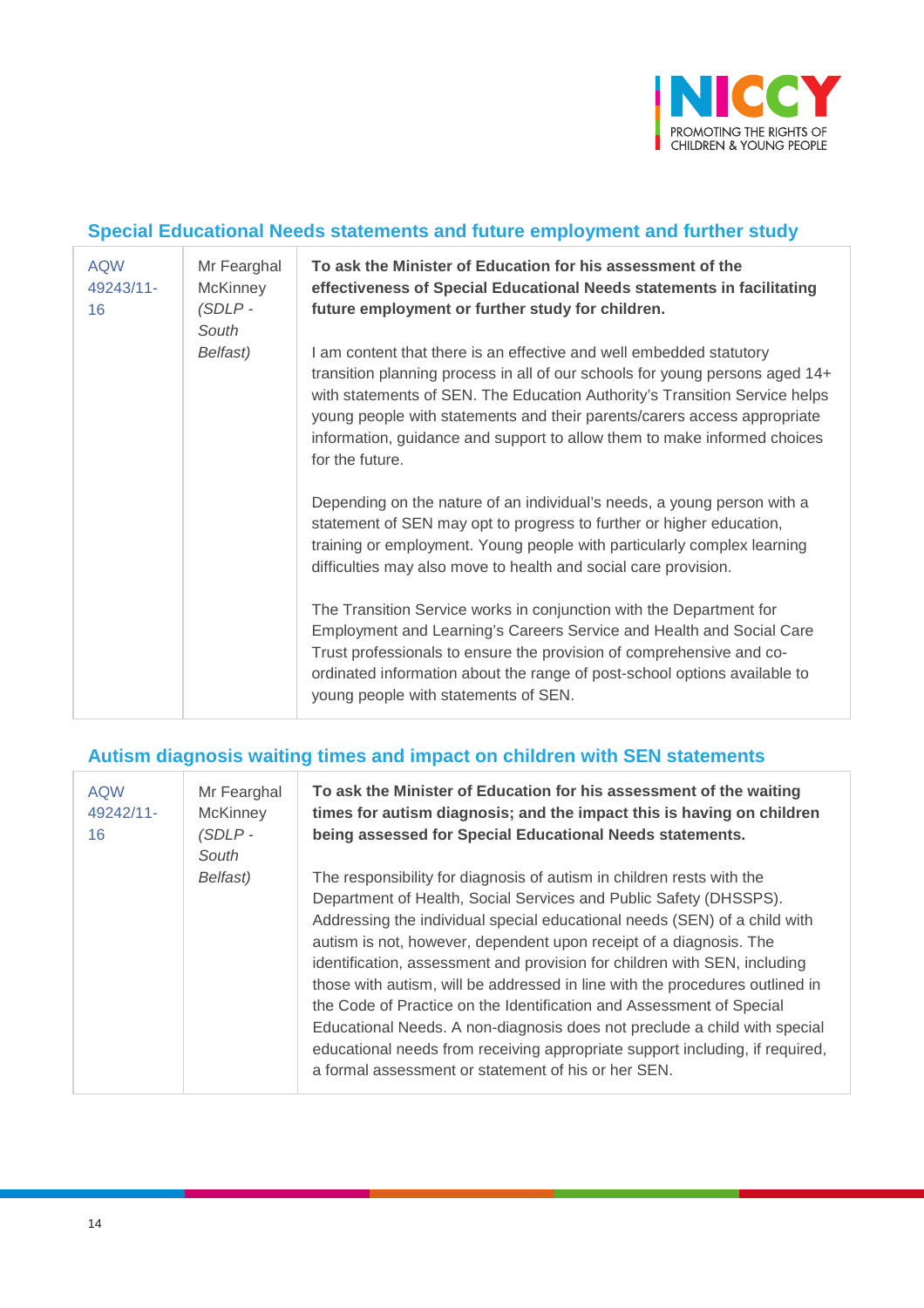## Special Educational Needs statements and future employment and further study

| | | |
|---|---|---|
| AQW 49243/11-16 | Mr Fearghal McKinney *(SDLP - South Belfast)* | **To ask the Minister of Education for his assessment of the effectiveness of Special Educational Needs statements in facilitating future employment or further study for children.**<br><br>I am content that there is an effective and well embedded statutory transition planning process in all of our schools for young persons aged 14+ with statements of SEN. The Education Authority's Transition Service helps young people with statements and their parents/carers access appropriate information, guidance and support to allow them to make informed choices for the future.<br><br>Depending on the nature of an individual's needs, a young person with a statement of SEN may opt to progress to further or higher education, training or employment. Young people with particularly complex learning difficulties may also move to health and social care provision.<br><br>The Transition Service works in conjunction with the Department for Employment and Learning's Careers Service and Health and Social Care Trust professionals to ensure the provision of comprehensive and co-ordinated information about the range of post-school options available to young people with statements of SEN. |

## Autism diagnosis waiting times and impact on children with SEN statements

| | | |
|---|---|---|
| AQW 49242/11-16 | Mr Fearghal McKinney *(SDLP - South Belfast)* | **To ask the Minister of Education for his assessment of the waiting times for autism diagnosis; and the impact this is having on children being assessed for Special Educational Needs statements.**<br><br>The responsibility for diagnosis of autism in children rests with the Department of Health, Social Services and Public Safety (DHSSPS). Addressing the individual special educational needs (SEN) of a child with autism is not, however, dependent upon receipt of a diagnosis. The identification, assessment and provision for children with SEN, including those with autism, will be addressed in line with the procedures outlined in the Code of Practice on the Identification and Assessment of Special Educational Needs. A non-diagnosis does not preclude a child with special educational needs from receiving appropriate support including, if required, a formal assessment or statement of his or her SEN. |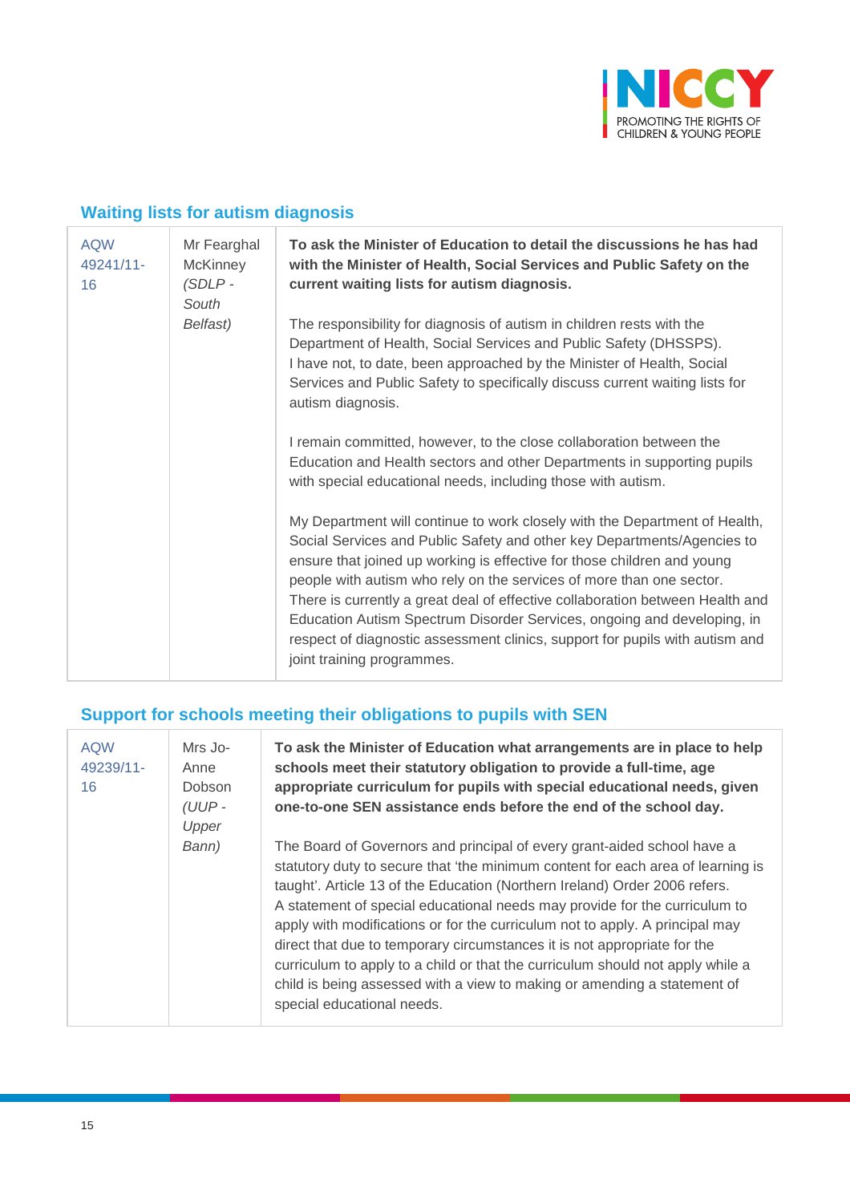## Waiting lists for autism diagnosis

| | | |
|---|---|---|
| AQW 49241/11-16 | Mr Fearghal McKinney *(SDLP - South Belfast)* | **To ask the Minister of Education to detail the discussions he has had with the Minister of Health, Social Services and Public Safety on the current waiting lists for autism diagnosis.**<br><br>The responsibility for diagnosis of autism in children rests with the Department of Health, Social Services and Public Safety (DHSSPS). I have not, to date, been approached by the Minister of Health, Social Services and Public Safety to specifically discuss current waiting lists for autism diagnosis.<br><br>I remain committed, however, to the close collaboration between the Education and Health sectors and other Departments in supporting pupils with special educational needs, including those with autism.<br><br>My Department will continue to work closely with the Department of Health, Social Services and Public Safety and other key Departments/Agencies to ensure that joined up working is effective for those children and young people with autism who rely on the services of more than one sector. There is currently a great deal of effective collaboration between Health and Education Autism Spectrum Disorder Services, ongoing and developing, in respect of diagnostic assessment clinics, support for pupils with autism and joint training programmes. |

## Support for schools meeting their obligations to pupils with SEN

| | | |
|---|---|---|
| AQW 49239/11-16 | Mrs Jo-Anne Dobson *(UUP - Upper Bann)* | **To ask the Minister of Education what arrangements are in place to help schools meet their statutory obligation to provide a full-time, age appropriate curriculum for pupils with special educational needs, given one-to-one SEN assistance ends before the end of the school day.**<br><br>The Board of Governors and principal of every grant-aided school have a statutory duty to secure that 'the minimum content for each area of learning is taught'. Article 13 of the Education (Northern Ireland) Order 2006 refers. A statement of special educational needs may provide for the curriculum to apply with modifications or for the curriculum not to apply. A principal may direct that due to temporary circumstances it is not appropriate for the curriculum to apply to a child or that the curriculum should not apply while a child is being assessed with a view to making or amending a statement of special educational needs. |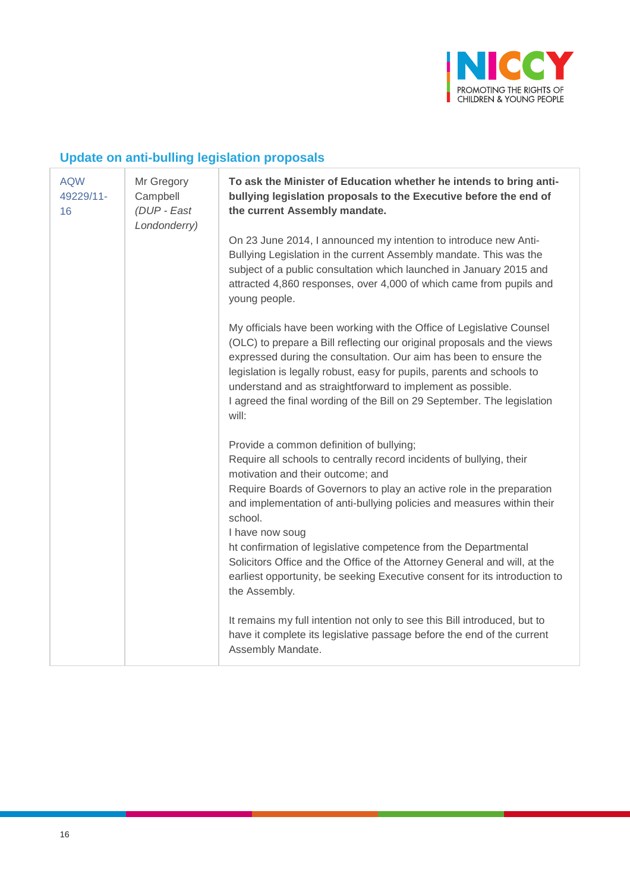## Update on anti-bulling legislation proposals

| | | |
|---|---|---|
| AQW 49229/11-16 | Mr Gregory Campbell *(DUP - East Londonderry)* | **To ask the Minister of Education whether he intends to bring anti-bullying legislation proposals to the Executive before the end of the current Assembly mandate.**<br><br>On 23 June 2014, I announced my intention to introduce new Anti-Bullying Legislation in the current Assembly mandate. This was the subject of a public consultation which launched in January 2015 and attracted 4,860 responses, over 4,000 of which came from pupils and young people.<br><br>My officials have been working with the Office of Legislative Counsel (OLC) to prepare a Bill reflecting our original proposals and the views expressed during the consultation. Our aim has been to ensure the legislation is legally robust, easy for pupils, parents and schools to understand and as straightforward to implement as possible.<br>I agreed the final wording of the Bill on 29 September. The legislation will:<br><br>Provide a common definition of bullying;<br>Require all schools to centrally record incidents of bullying, their motivation and their outcome; and<br>Require Boards of Governors to play an active role in the preparation and implementation of anti-bullying policies and measures within their school.<br>I have now soug<br>ht confirmation of legislative competence from the Departmental Solicitors Office and the Office of the Attorney General and will, at the earliest opportunity, be seeking Executive consent for its introduction to the Assembly.<br><br>It remains my full intention not only to see this Bill introduced, but to have it complete its legislative passage before the end of the current Assembly Mandate. |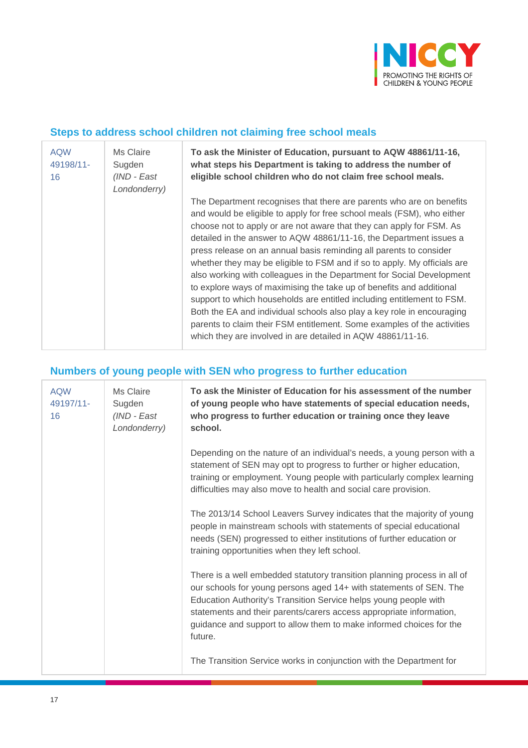## Steps to address school children not claiming free school meals

| | | |
|---|---|---|
| AQW 49198/11-16 | Ms Claire Sugden *(IND - East Londonderry)* | **To ask the Minister of Education, pursuant to AQW 48861/11-16, what steps his Department is taking to address the number of eligible school children who do not claim free school meals.**<br><br>The Department recognises that there are parents who are on benefits and would be eligible to apply for free school meals (FSM), who either choose not to apply or are not aware that they can apply for FSM. As detailed in the answer to AQW 48861/11-16, the Department issues a press release on an annual basis reminding all parents to consider whether they may be eligible to FSM and if so to apply. My officials are also working with colleagues in the Department for Social Development to explore ways of maximising the take up of benefits and additional support to which households are entitled including entitlement to FSM. Both the EA and individual schools also play a key role in encouraging parents to claim their FSM entitlement. Some examples of the activities which they are involved in are detailed in AQW 48861/11-16. |

## Numbers of young people with SEN who progress to further education

| | | |
|---|---|---|
| AQW 49197/11-16 | Ms Claire Sugden *(IND - East Londonderry)* | **To ask the Minister of Education for his assessment of the number of young people who have statements of special education needs, who progress to further education or training once they leave school.**<br><br>Depending on the nature of an individual's needs, a young person with a statement of SEN may opt to progress to further or higher education, training or employment. Young people with particularly complex learning difficulties may also move to health and social care provision.<br><br>The 2013/14 School Leavers Survey indicates that the majority of young people in mainstream schools with statements of special educational needs (SEN) progressed to either institutions of further education or training opportunities when they left school.<br><br>There is a well embedded statutory transition planning process in all of our schools for young persons aged 14+ with statements of SEN. The Education Authority's Transition Service helps young people with statements and their parents/carers access appropriate information, guidance and support to allow them to make informed choices for the future.<br><br>The Transition Service works in conjunction with the Department for |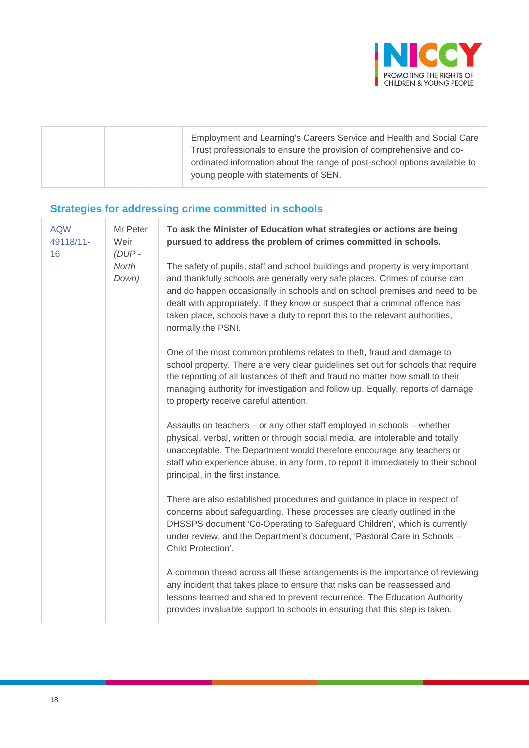| | | Employment and Learning's Careers Service and Health and Social Care Trust professionals to ensure the provision of comprehensive and co-ordinated information about the range of post-school options available to young people with statements of SEN. |
|---|---|---|

## Strategies for addressing crime committed in schools

| AQW 49118/11-16 | Mr Peter Weir *(DUP - North Down)* | **To ask the Minister of Education what strategies or actions are being pursued to address the problem of crimes committed in schools.**<br><br>The safety of pupils, staff and school buildings and property is very important and thankfully schools are generally very safe places. Crimes of course can and do happen occasionally in schools and on school premises and need to be dealt with appropriately. If they know or suspect that a criminal offence has taken place, schools have a duty to report this to the relevant authorities, normally the PSNI.<br><br>One of the most common problems relates to theft, fraud and damage to school property. There are very clear guidelines set out for schools that require the reporting of all instances of theft and fraud no matter how small to their managing authority for investigation and follow up. Equally, reports of damage to property receive careful attention.<br><br>Assaults on teachers – or any other staff employed in schools – whether physical, verbal, written or through social media, are intolerable and totally unacceptable. The Department would therefore encourage any teachers or staff who experience abuse, in any form, to report it immediately to their school principal, in the first instance.<br><br>There are also established procedures and guidance in place in respect of concerns about safeguarding. These processes are clearly outlined in the DHSSPS document 'Co-Operating to Safeguard Children', which is currently under review, and the Department's document, 'Pastoral Care in Schools – Child Protection'.<br><br>A common thread across all these arrangements is the importance of reviewing any incident that takes place to ensure that risks can be reassessed and lessons learned and shared to prevent recurrence. The Education Authority provides invaluable support to schools in ensuring that this step is taken. |
|---|---|---|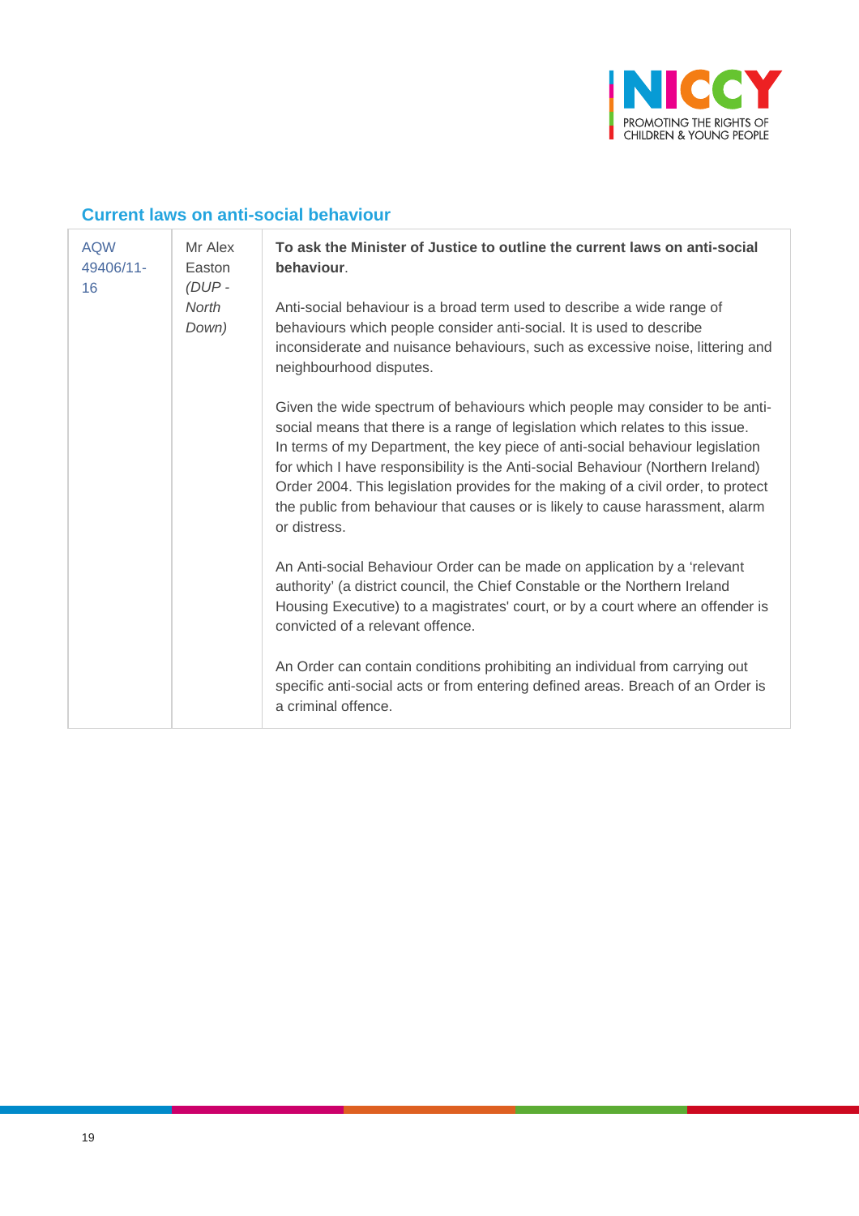## Current laws on anti-social behaviour

| | | |
|---|---|---|
| AQW 49406/11-16 | Mr Alex Easton *(DUP - North Down)* | **To ask the Minister of Justice to outline the current laws on anti-social behaviour**.<br><br>Anti-social behaviour is a broad term used to describe a wide range of behaviours which people consider anti-social. It is used to describe inconsiderate and nuisance behaviours, such as excessive noise, littering and neighbourhood disputes.<br><br>Given the wide spectrum of behaviours which people may consider to be anti-social means that there is a range of legislation which relates to this issue. In terms of my Department, the key piece of anti-social behaviour legislation for which I have responsibility is the Anti-social Behaviour (Northern Ireland) Order 2004. This legislation provides for the making of a civil order, to protect the public from behaviour that causes or is likely to cause harassment, alarm or distress.<br><br>An Anti-social Behaviour Order can be made on application by a 'relevant authority' (a district council, the Chief Constable or the Northern Ireland Housing Executive) to a magistrates' court, or by a court where an offender is convicted of a relevant offence.<br><br>An Order can contain conditions prohibiting an individual from carrying out specific anti-social acts or from entering defined areas. Breach of an Order is a criminal offence. |